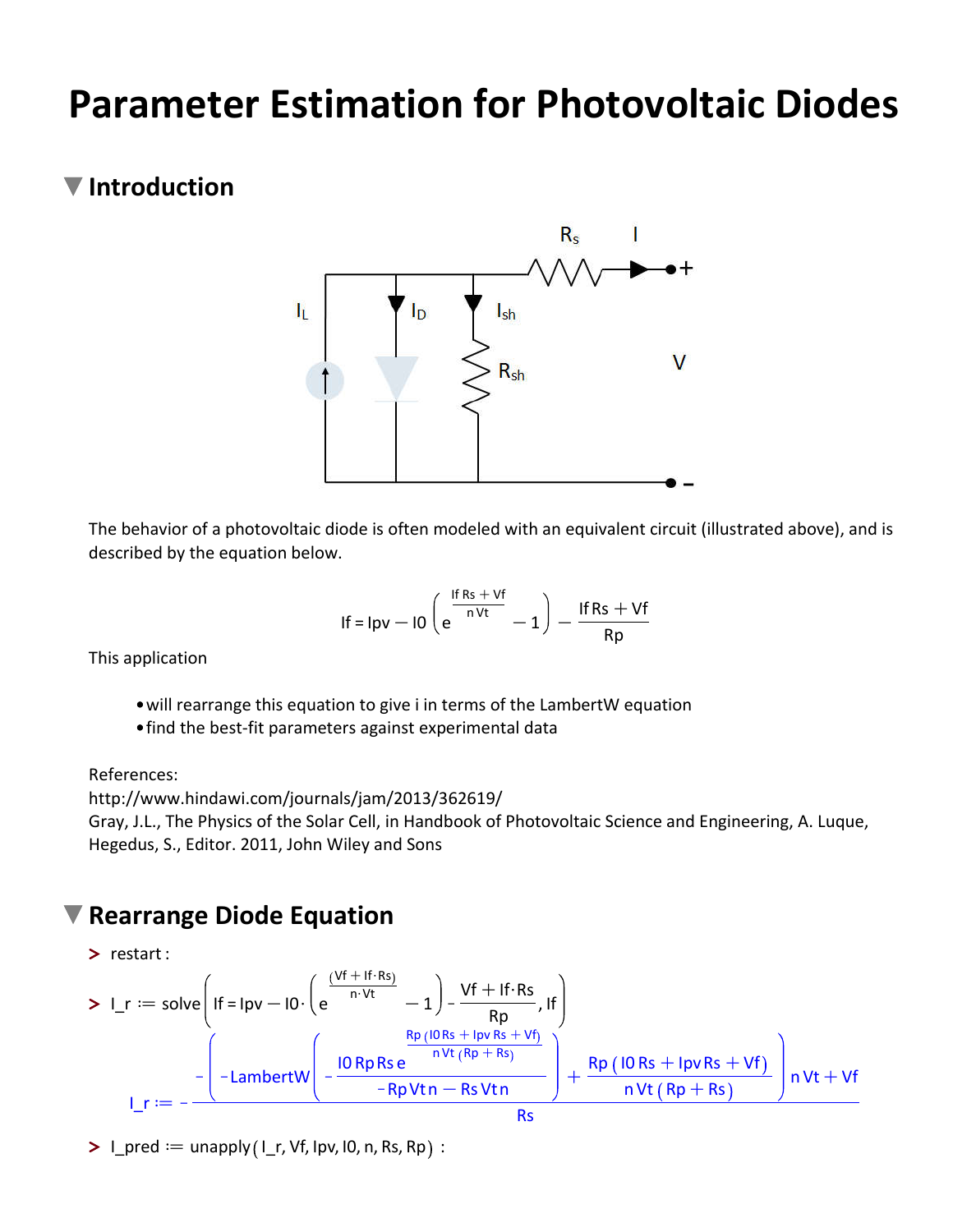# Parameter Estimation for Photovoltaic Diodes

## Introduction

The behavior of a photovoltaic diode is often modeled with an equivalent circuit (illustrated above), and is described by the equation below.

$$If = Ipv - I0\left(e^{\frac{If\,Rs + Vf}{n\,Vt}} - 1\right) - \frac{If\,Rs + Vf}{Rp}$$

This application

- will rearrange this equation to give i in terms of the LambertW equation
- find the best-fit parameters against experimental data

References:
http://www.hindawi.com/journals/jam/2013/362619/
Gray, J.L., The Physics of the Solar Cell, in Handbook of Photovoltaic Science and Engineering, A. Luque, Hegedus, S., Editor. 2011, John Wiley and Sons

## Rearrange Diode Equation

```
> restart:
```

$$> \; I\_r := \mathrm{solve}\left(If = Ipv - I0\cdot\left(e^{\frac{(Vf + If\cdot Rs)}{n\cdot Vt}} - 1\right) - \frac{Vf + If\cdot Rs}{Rp}, If\right)$$

$$I\_r := -\frac{-\left(-\mathrm{LambertW}\left(-\frac{I0\,Rp\,Rs\,e^{\frac{Rp\,(I0\,Rs + Ipv\,Rs + Vf)}{n\,Vt\,(Rp + Rs)}}}{-Rp\,Vt\,n - Rs\,Vt\,n}\right) + \frac{Rp\,(I0\,Rs + Ipv\,Rs + Vf)}{n\,Vt\,(Rp + Rs)}\right)n\,Vt + Vf}{Rs}$$

```
> I_pred := unapply(I_r, Vf, Ipv, I0, n, Rs, Rp) :
```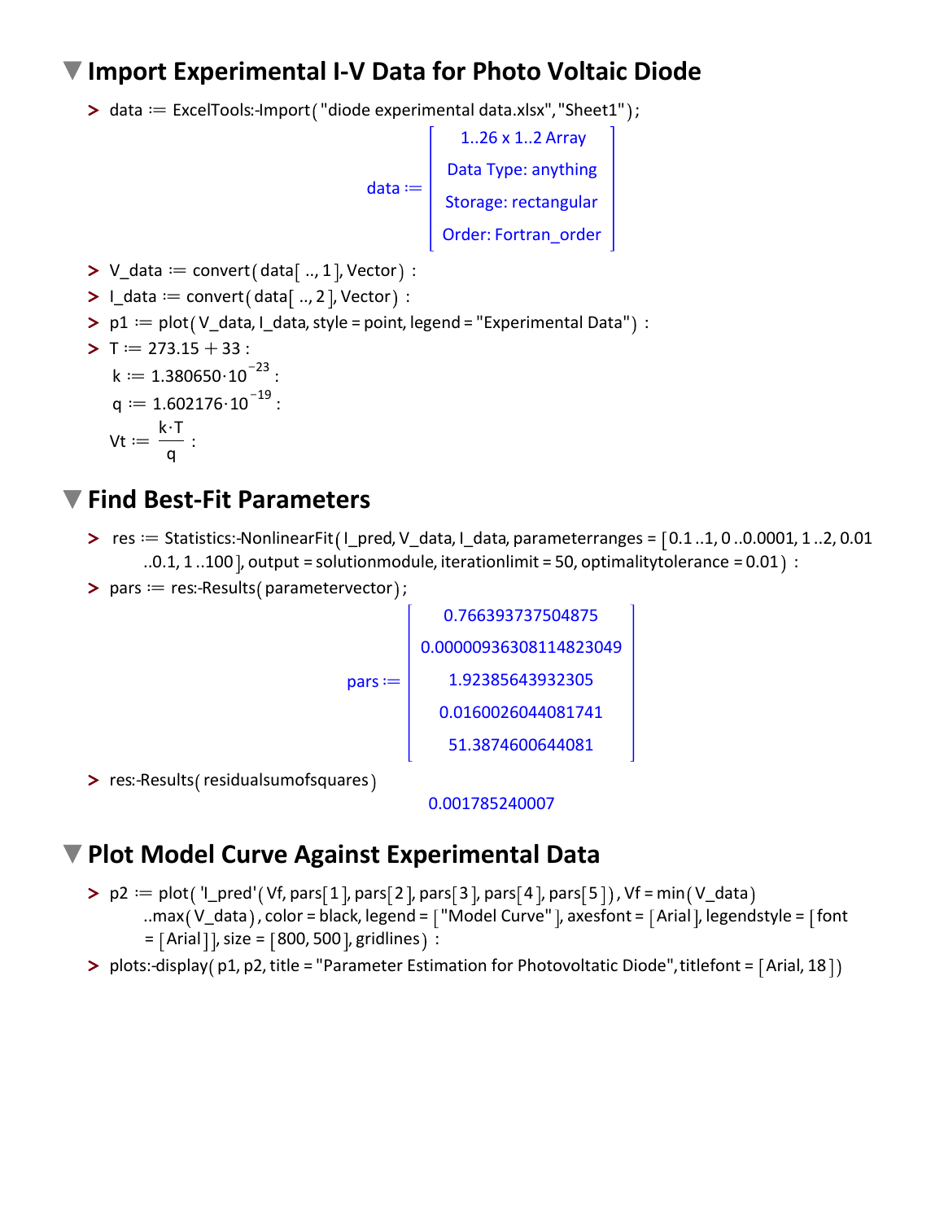# Import Experimental I-V Data for Photo Voltaic Diode

```
> data := ExcelTools:-Import("diode experimental data.xlsx", "Sheet1");
```

data := [ 1..26 x 1..2 Array
Data Type: anything
Storage: rectangular
Order: Fortran_order ]

```
> V_data := convert(data[.., 1], Vector) :
> I_data := convert(data[.., 2], Vector) :
> p1 := plot(V_data, I_data, style = point, legend = "Experimental Data") :
> T := 273.15 + 33 :
```

$k := 1.380650 \cdot 10^{-23}$ :

$q := 1.602176 \cdot 10^{-19}$ :

$Vt := \frac{k \cdot T}{q}$ :

# Find Best-Fit Parameters

```
> res := Statistics:-NonlinearFit(I_pred, V_data, I_data, parameterranges = [0.1 ..1, 0 ..0.0001, 1 ..2, 0.01
     ..0.1, 1 ..100], output = solutionmodule, iterationlimit = 50, optimalitytolerance = 0.01) :
> pars := res:-Results(parametervector);
```

pars := [ 0.766393737504875
0.00000936308114823049
1.92385643932305
0.0160026044081741
51.3874600644081 ]

```
> res:-Results(residualsumofsquares)
```

0.001785240007

# Plot Model Curve Against Experimental Data

```
> p2 := plot('I_pred'(Vf, pars[1], pars[2], pars[3], pars[4], pars[5]), Vf = min(V_data)
     ..max(V_data), color = black, legend = ["Model Curve"], axesfont = [Arial], legendstyle = [font
     = [Arial]], size = [800, 500], gridlines) :
> plots:-display(p1, p2, title = "Parameter Estimation for Photovoltaic Diode", titlefont = [Arial, 18])
```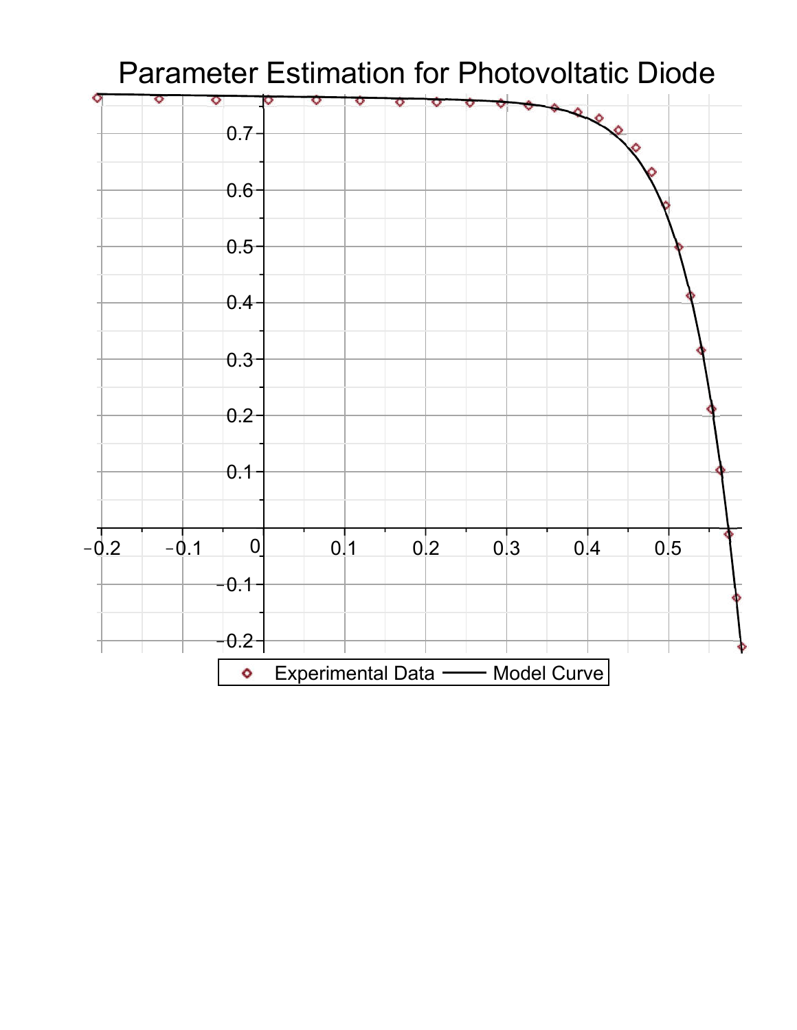Parameter Estimation for Photovoltatic Diode

0.7
0.6
0.5
0.4
0.3
0.2
0.1
−0.1
−0.2

−0.2 −0.1 0 0.1 0.2 0.3 0.4 0.5

Experimental Data — Model Curve